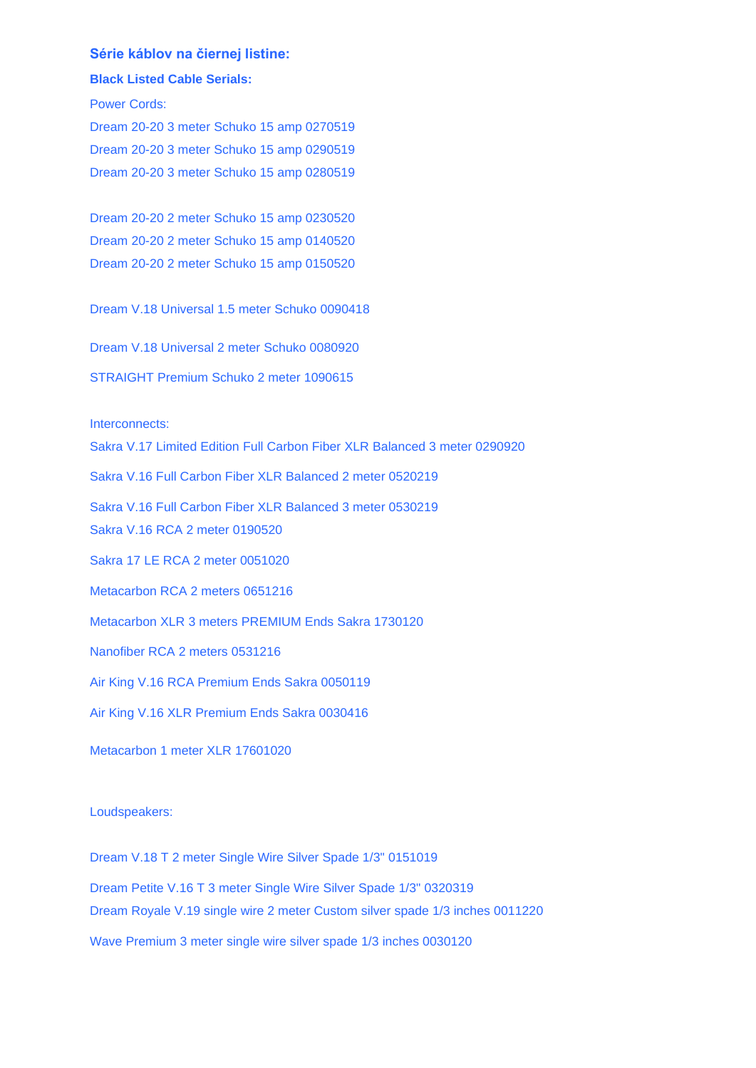**Série káblov na čiernej listine:**

**Black Listed Cable Serials:**

Power Cords:

Dream 20-20 3 meter Schuko 15 amp 0270519

Dream 20-20 3 meter Schuko 15 amp 0290519

Dream 20-20 3 meter Schuko 15 amp 0280519

Dream 20-20 2 meter Schuko 15 amp 0230520

Dream 20-20 2 meter Schuko 15 amp 0140520

Dream 20-20 2 meter Schuko 15 amp 0150520

Dream V.18 Universal 1.5 meter Schuko 0090418

Dream V.18 Universal 2 meter Schuko 0080920

STRAIGHT Premium Schuko 2 meter 1090615

Interconnects:

Sakra V.17 Limited Edition Full Carbon Fiber XLR Balanced 3 meter 0290920

Sakra V.16 Full Carbon Fiber XLR Balanced 2 meter 0520219

Sakra V.16 Full Carbon Fiber XLR Balanced 3 meter 0530219

Sakra V.16 RCA 2 meter 0190520

Sakra 17 LE RCA 2 meter 0051020

Metacarbon RCA 2 meters 0651216

Metacarbon XLR 3 meters PREMIUM Ends Sakra 1730120

Nanofiber RCA 2 meters 0531216

Air King V.16 RCA Premium Ends Sakra 0050119

Air King V.16 XLR Premium Ends Sakra 0030416

Metacarbon 1 meter XLR 17601020

Loudspeakers:

Dream V.18 T 2 meter Single Wire Silver Spade 1/3" 0151019

Dream Petite V.16 T 3 meter Single Wire Silver Spade 1/3" 0320319

Dream Royale V.19 single wire 2 meter Custom silver spade 1/3 inches 0011220

Wave Premium 3 meter single wire silver spade 1/3 inches 0030120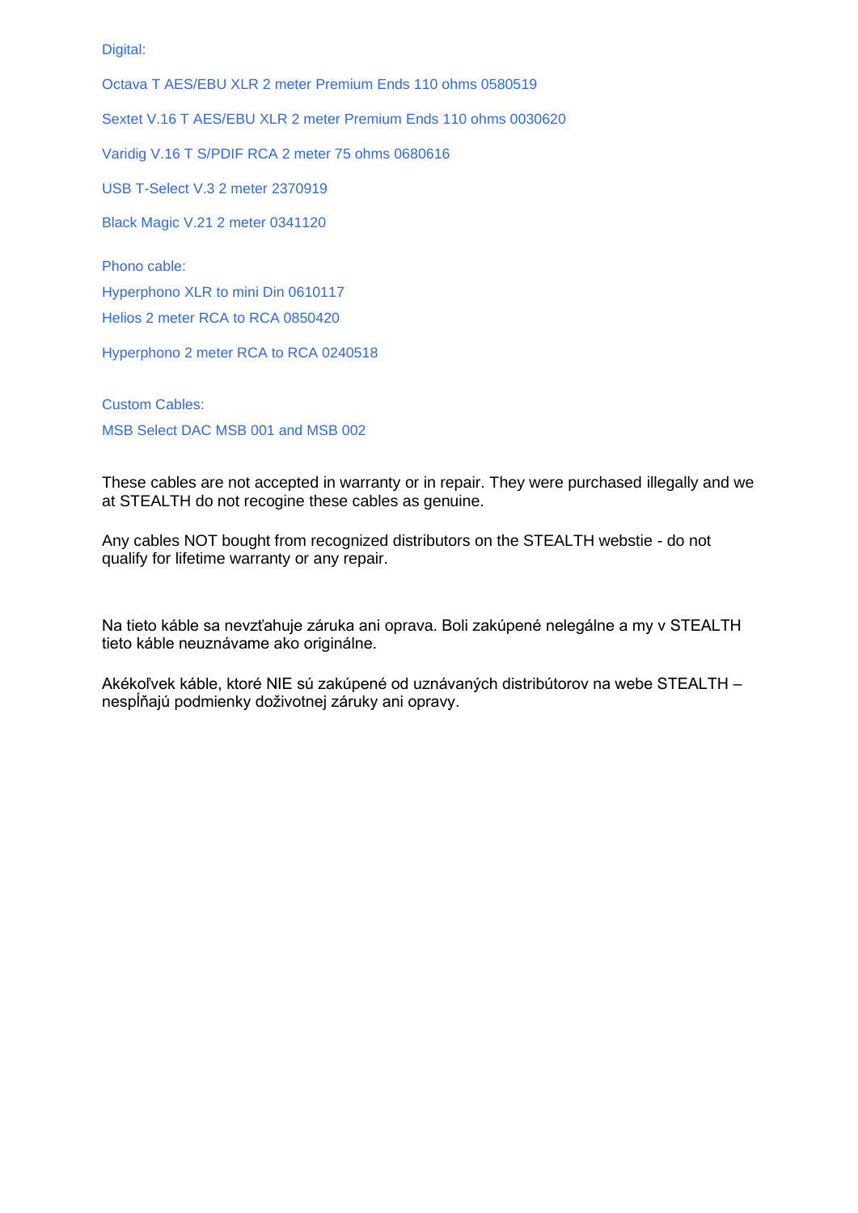Digital:

Octava T AES/EBU XLR 2 meter Premium Ends 110 ohms 0580519

Sextet V.16 T AES/EBU XLR 2 meter Premium Ends 110 ohms 0030620

Varidig V.16 T S/PDIF RCA 2 meter 75 ohms 0680616

USB T-Select V.3 2 meter 2370919

Black Magic V.21 2 meter 0341120

Phono cable:

Hyperphono XLR to mini Din 0610117

Helios 2 meter RCA to RCA 0850420

Hyperphono 2 meter RCA to RCA 0240518

Custom Cables:

MSB Select DAC MSB 001 and MSB 002

These cables are not accepted in warranty or in repair. They were purchased illegally and we at STEALTH do not recogine these cables as genuine.

Any cables NOT bought from recognized distributors on the STEALTH webstie - do not qualify for lifetime warranty or any repair.

Na tieto káble sa nevzťahuje záruka ani oprava. Boli zakúpené nelegálne a my v STEALTH tieto káble neuznávame ako originálne.

Akékoľvek káble, ktoré NIE sú zakúpené od uznávaných distribútorov na webe STEALTH – nespĺňajú podmienky doživotnej záruky ani opravy.